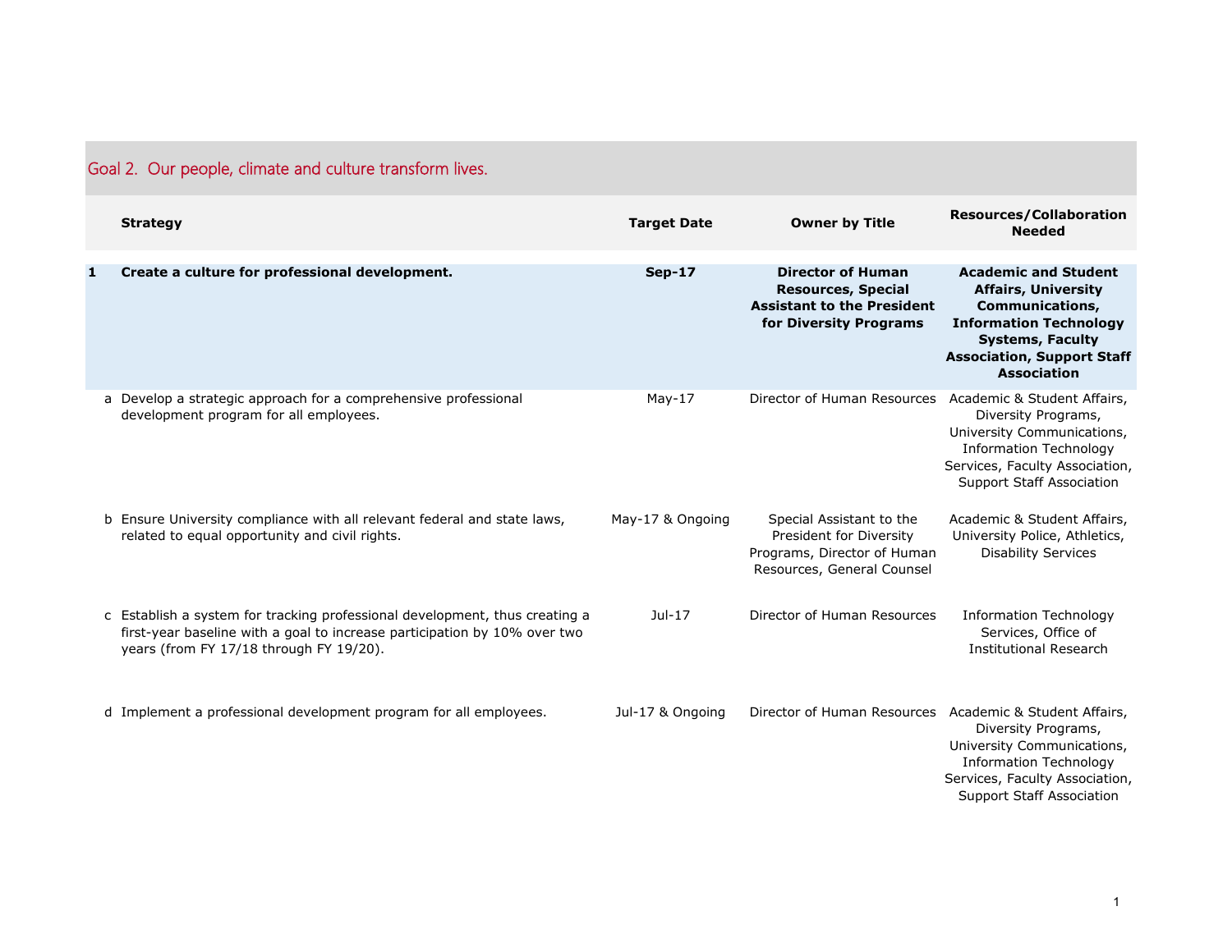## Goal 2. Our people, climate and culture transform lives.

| | Strategy | Target Date | Owner by Title | Resources/Collaboration Needed |
|---|---|---|---|---|
| **1** | **Create a culture for professional development.** | **Sep-17** | **Director of Human Resources, Special Assistant to the President for Diversity Programs** | **Academic and Student Affairs, University Communications, Information Technology Systems, Faculty Association, Support Staff Association** |
| a | Develop a strategic approach for a comprehensive professional development program for all employees. | May-17 | Director of Human Resources | Academic & Student Affairs, Diversity Programs, University Communications, Information Technology Services, Faculty Association, Support Staff Association |
| b | Ensure University compliance with all relevant federal and state laws, related to equal opportunity and civil rights. | May-17 & Ongoing | Special Assistant to the President for Diversity Programs, Director of Human Resources, General Counsel | Academic & Student Affairs, University Police, Athletics, Disability Services |
| c | Establish a system for tracking professional development, thus creating a first-year baseline with a goal to increase participation by 10% over two years (from FY 17/18 through FY 19/20). | Jul-17 | Director of Human Resources | Information Technology Services, Office of Institutional Research |
| d | Implement a professional development program for all employees. | Jul-17 & Ongoing | Director of Human Resources | Academic & Student Affairs, Diversity Programs, University Communications, Information Technology Services, Faculty Association, Support Staff Association |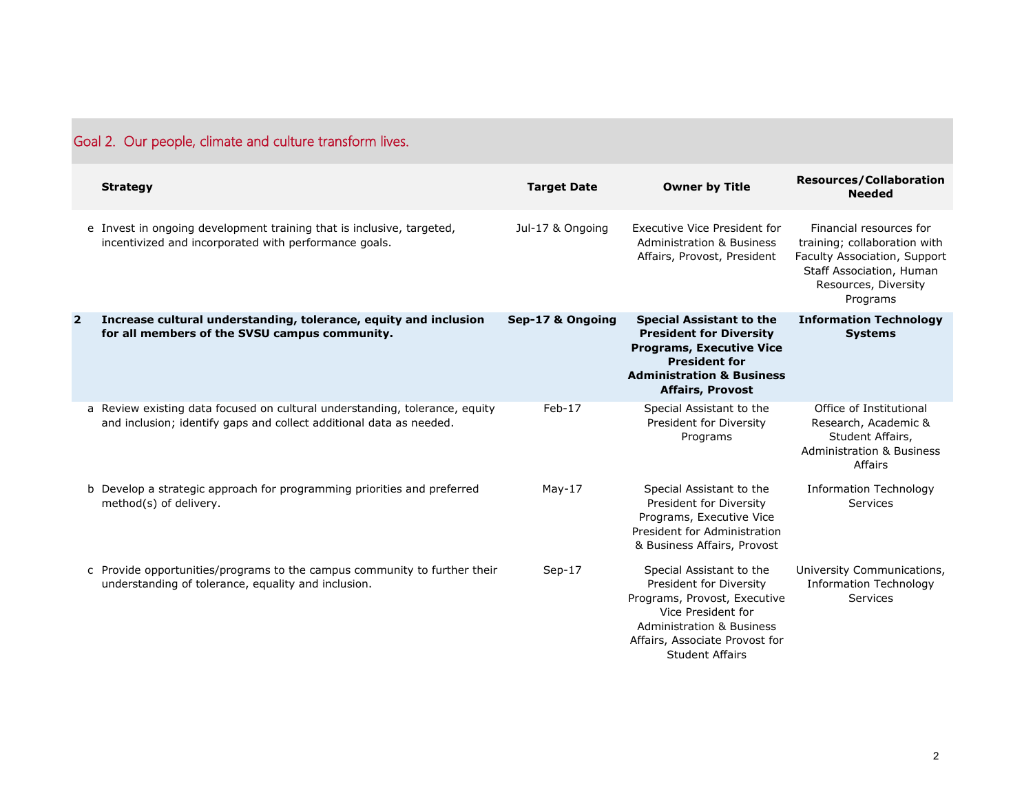## Goal 2. Our people, climate and culture transform lives.

| | Strategy | Target Date | Owner by Title | Resources/Collaboration Needed |
|---|---|---|---|---|
| e | Invest in ongoing development training that is inclusive, targeted, incentivized and incorporated with performance goals. | Jul-17 & Ongoing | Executive Vice President for Administration & Business Affairs, Provost, President | Financial resources for training; collaboration with Faculty Association, Support Staff Association, Human Resources, Diversity Programs |
| **2** | **Increase cultural understanding, tolerance, equity and inclusion for all members of the SVSU campus community.** | **Sep-17 & Ongoing** | **Special Assistant to the President for Diversity Programs, Executive Vice President for Administration & Business Affairs, Provost** | **Information Technology Systems** |
| a | Review existing data focused on cultural understanding, tolerance, equity and inclusion; identify gaps and collect additional data as needed. | Feb-17 | Special Assistant to the President for Diversity Programs | Office of Institutional Research, Academic & Student Affairs, Administration & Business Affairs |
| b | Develop a strategic approach for programming priorities and preferred method(s) of delivery. | May-17 | Special Assistant to the President for Diversity Programs, Executive Vice President for Administration & Business Affairs, Provost | Information Technology Services |
| c | Provide opportunities/programs to the campus community to further their understanding of tolerance, equality and inclusion. | Sep-17 | Special Assistant to the President for Diversity Programs, Provost, Executive Vice President for Administration & Business Affairs, Associate Provost for Student Affairs | University Communications, Information Technology Services |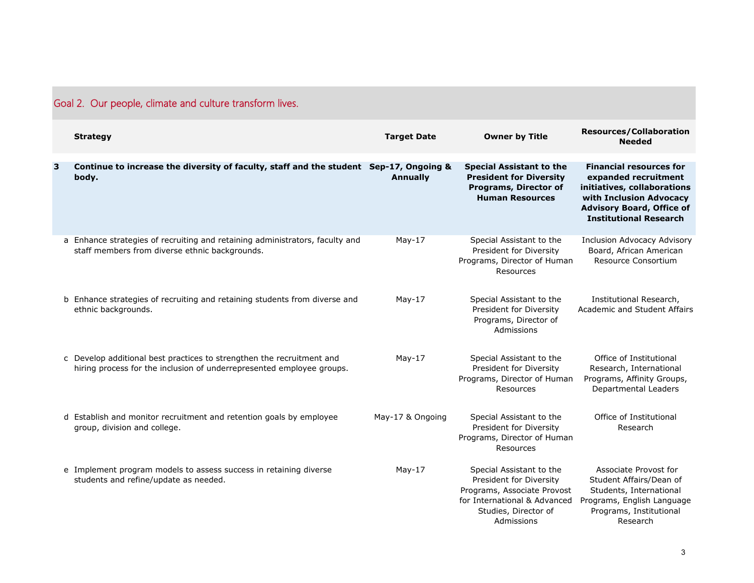## Goal 2. Our people, climate and culture transform lives.

| | Strategy | Target Date | Owner by Title | Resources/Collaboration Needed |
|---|---|---|---|---|
| **3** | **Continue to increase the diversity of faculty, staff and the student body.** | **Sep-17, Ongoing & Annually** | **Special Assistant to the President for Diversity Programs, Director of Human Resources** | **Financial resources for expanded recruitment initiatives, collaborations with Inclusion Advocacy Advisory Board, Office of Institutional Research** |
| a | Enhance strategies of recruiting and retaining administrators, faculty and staff members from diverse ethnic backgrounds. | May-17 | Special Assistant to the President for Diversity Programs, Director of Human Resources | Inclusion Advocacy Advisory Board, African American Resource Consortium |
| b | Enhance strategies of recruiting and retaining students from diverse and ethnic backgrounds. | May-17 | Special Assistant to the President for Diversity Programs, Director of Admissions | Institutional Research, Academic and Student Affairs |
| c | Develop additional best practices to strengthen the recruitment and hiring process for the inclusion of underrepresented employee groups. | May-17 | Special Assistant to the President for Diversity Programs, Director of Human Resources | Office of Institutional Research, International Programs, Affinity Groups, Departmental Leaders |
| d | Establish and monitor recruitment and retention goals by employee group, division and college. | May-17 & Ongoing | Special Assistant to the President for Diversity Programs, Director of Human Resources | Office of Institutional Research |
| e | Implement program models to assess success in retaining diverse students and refine/update as needed. | May-17 | Special Assistant to the President for Diversity Programs, Associate Provost for International & Advanced Studies, Director of Admissions | Associate Provost for Student Affairs/Dean of Students, International Programs, English Language Programs, Institutional Research |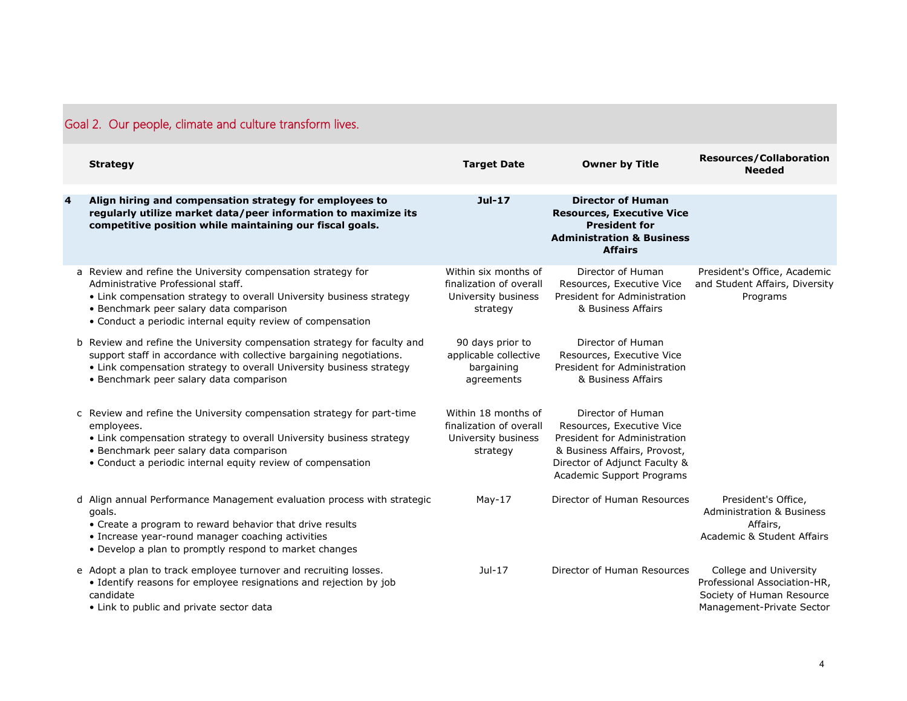## Goal 2. Our people, climate and culture transform lives.

| | Strategy | Target Date | Owner by Title | Resources/Collaboration Needed |
|---|---|---|---|---|
| **4** | **Align hiring and compensation strategy for employees to regularly utilize market data/peer information to maximize its competitive position while maintaining our fiscal goals.** | **Jul-17** | **Director of Human Resources, Executive Vice President for Administration & Business Affairs** | |
| a | Review and refine the University compensation strategy for Administrative Professional staff.<br>• Link compensation strategy to overall University business strategy<br>• Benchmark peer salary data comparison<br>• Conduct a periodic internal equity review of compensation | Within six months of finalization of overall University business strategy | Director of Human Resources, Executive Vice President for Administration & Business Affairs | President's Office, Academic and Student Affairs, Diversity Programs |
| b | Review and refine the University compensation strategy for faculty and support staff in accordance with collective bargaining negotiations.<br>• Link compensation strategy to overall University business strategy<br>• Benchmark peer salary data comparison | 90 days prior to applicable collective bargaining agreements | Director of Human Resources, Executive Vice President for Administration & Business Affairs | |
| c | Review and refine the University compensation strategy for part-time employees.<br>• Link compensation strategy to overall University business strategy<br>• Benchmark peer salary data comparison<br>• Conduct a periodic internal equity review of compensation | Within 18 months of finalization of overall University business strategy | Director of Human Resources, Executive Vice President for Administration & Business Affairs, Provost, Director of Adjunct Faculty & Academic Support Programs | |
| d | Align annual Performance Management evaluation process with strategic goals.<br>• Create a program to reward behavior that drive results<br>• Increase year-round manager coaching activities<br>• Develop a plan to promptly respond to market changes | May-17 | Director of Human Resources | President's Office, Administration & Business Affairs, Academic & Student Affairs |
| e | Adopt a plan to track employee turnover and recruiting losses.<br>• Identify reasons for employee resignations and rejection by job candidate<br>• Link to public and private sector data | Jul-17 | Director of Human Resources | College and University Professional Association-HR, Society of Human Resource Management-Private Sector |